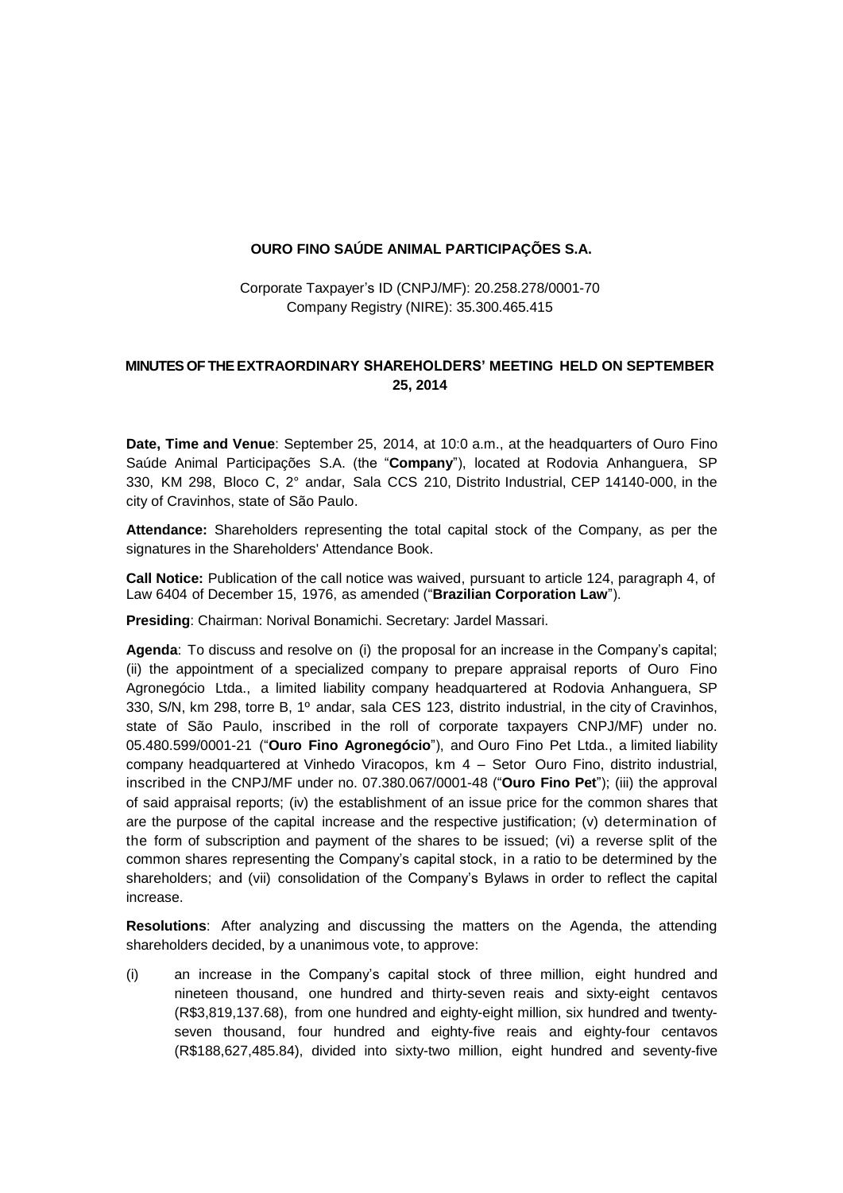**OURO FINO SAÚDE ANIMAL PARTICIPAÇÕES S.A.**

Corporate Taxpayer's ID (CNPJ/MF): 20.258.278/0001-70
Company Registry (NIRE): 35.300.465.415

**MINUTES OF THE EXTRAORDINARY SHAREHOLDERS' MEETING HELD ON SEPTEMBER 25, 2014**

**Date, Time and Venue**: September 25, 2014, at 10:0 a.m., at the headquarters of Ouro Fino Saúde Animal Participações S.A. (the "**Company**"), located at Rodovia Anhanguera, SP 330, KM 298, Bloco C, 2° andar, Sala CCS 210, Distrito Industrial, CEP 14140-000, in the city of Cravinhos, state of São Paulo.

**Attendance:** Shareholders representing the total capital stock of the Company, as per the signatures in the Shareholders' Attendance Book.

**Call Notice:** Publication of the call notice was waived, pursuant to article 124, paragraph 4, of Law 6404 of December 15, 1976, as amended ("**Brazilian Corporation Law**").

**Presiding**: Chairman: Norival Bonamichi. Secretary: Jardel Massari.

**Agenda**: To discuss and resolve on (i) the proposal for an increase in the Company's capital; (ii) the appointment of a specialized company to prepare appraisal reports of Ouro Fino Agronegócio Ltda., a limited liability company headquartered at Rodovia Anhanguera, SP 330, S/N, km 298, torre B, 1º andar, sala CES 123, distrito industrial, in the city of Cravinhos, state of São Paulo, inscribed in the roll of corporate taxpayers CNPJ/MF) under no. 05.480.599/0001-21 ("**Ouro Fino Agronegócio**"), and Ouro Fino Pet Ltda., a limited liability company headquartered at Vinhedo Viracopos, km 4 – Setor Ouro Fino, distrito industrial, inscribed in the CNPJ/MF under no. 07.380.067/0001-48 ("**Ouro Fino Pet**"); (iii) the approval of said appraisal reports; (iv) the establishment of an issue price for the common shares that are the purpose of the capital increase and the respective justification; (v) determination of the form of subscription and payment of the shares to be issued; (vi) a reverse split of the common shares representing the Company's capital stock, in a ratio to be determined by the shareholders; and (vii) consolidation of the Company's Bylaws in order to reflect the capital increase.

**Resolutions**: After analyzing and discussing the matters on the Agenda, the attending shareholders decided, by a unanimous vote, to approve:

(i) an increase in the Company's capital stock of three million, eight hundred and nineteen thousand, one hundred and thirty-seven reais and sixty-eight centavos (R$3,819,137.68), from one hundred and eighty-eight million, six hundred and twenty-seven thousand, four hundred and eighty-five reais and eighty-four centavos (R$188,627,485.84), divided into sixty-two million, eight hundred and seventy-five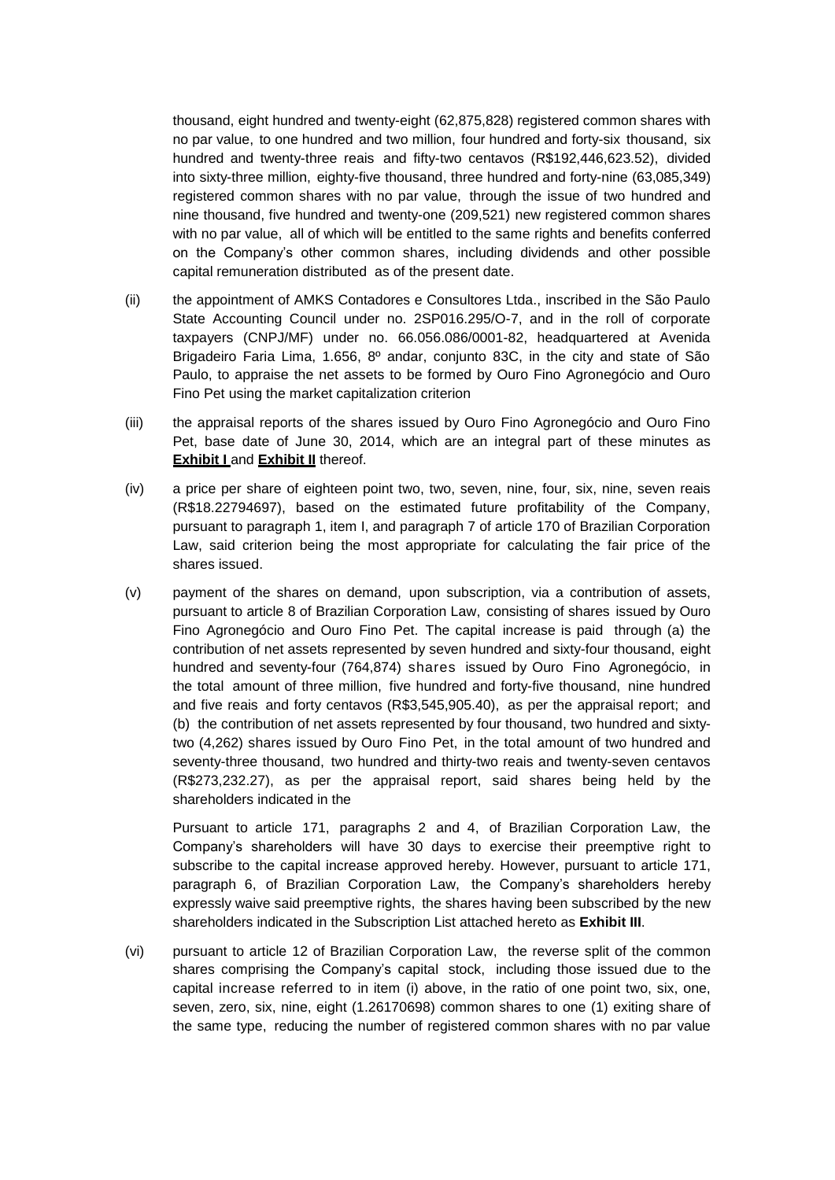thousand, eight hundred and twenty-eight (62,875,828) registered common shares with no par value, to one hundred and two million, four hundred and forty-six thousand, six hundred and twenty-three reais and fifty-two centavos (R$192,446,623.52), divided into sixty-three million, eighty-five thousand, three hundred and forty-nine (63,085,349) registered common shares with no par value, through the issue of two hundred and nine thousand, five hundred and twenty-one (209,521) new registered common shares with no par value, all of which will be entitled to the same rights and benefits conferred on the Company's other common shares, including dividends and other possible capital remuneration distributed as of the present date.

(ii) the appointment of AMKS Contadores e Consultores Ltda., inscribed in the São Paulo State Accounting Council under no. 2SP016.295/O-7, and in the roll of corporate taxpayers (CNPJ/MF) under no. 66.056.086/0001-82, headquartered at Avenida Brigadeiro Faria Lima, 1.656, 8º andar, conjunto 83C, in the city and state of São Paulo, to appraise the net assets to be formed by Ouro Fino Agronegócio and Ouro Fino Pet using the market capitalization criterion

(iii) the appraisal reports of the shares issued by Ouro Fino Agronegócio and Ouro Fino Pet, base date of June 30, 2014, which are an integral part of these minutes as **Exhibit I** and **Exhibit II** thereof.

(iv) a price per share of eighteen point two, two, seven, nine, four, six, nine, seven reais (R$18.22794697), based on the estimated future profitability of the Company, pursuant to paragraph 1, item I, and paragraph 7 of article 170 of Brazilian Corporation Law, said criterion being the most appropriate for calculating the fair price of the shares issued.

(v) payment of the shares on demand, upon subscription, via a contribution of assets, pursuant to article 8 of Brazilian Corporation Law, consisting of shares issued by Ouro Fino Agronegócio and Ouro Fino Pet. The capital increase is paid through (a) the contribution of net assets represented by seven hundred and sixty-four thousand, eight hundred and seventy-four (764,874) shares issued by Ouro Fino Agronegócio, in the total amount of three million, five hundred and forty-five thousand, nine hundred and five reais and forty centavos (R$3,545,905.40), as per the appraisal report; and (b) the contribution of net assets represented by four thousand, two hundred and sixty-two (4,262) shares issued by Ouro Fino Pet, in the total amount of two hundred and seventy-three thousand, two hundred and thirty-two reais and twenty-seven centavos (R$273,232.27), as per the appraisal report, said shares being held by the shareholders indicated in the

Pursuant to article 171, paragraphs 2 and 4, of Brazilian Corporation Law, the Company's shareholders will have 30 days to exercise their preemptive right to subscribe to the capital increase approved hereby. However, pursuant to article 171, paragraph 6, of Brazilian Corporation Law, the Company's shareholders hereby expressly waive said preemptive rights, the shares having been subscribed by the new shareholders indicated in the Subscription List attached hereto as **Exhibit III**.

(vi) pursuant to article 12 of Brazilian Corporation Law, the reverse split of the common shares comprising the Company's capital stock, including those issued due to the capital increase referred to in item (i) above, in the ratio of one point two, six, one, seven, zero, six, nine, eight (1.26170698) common shares to one (1) exiting share of the same type, reducing the number of registered common shares with no par value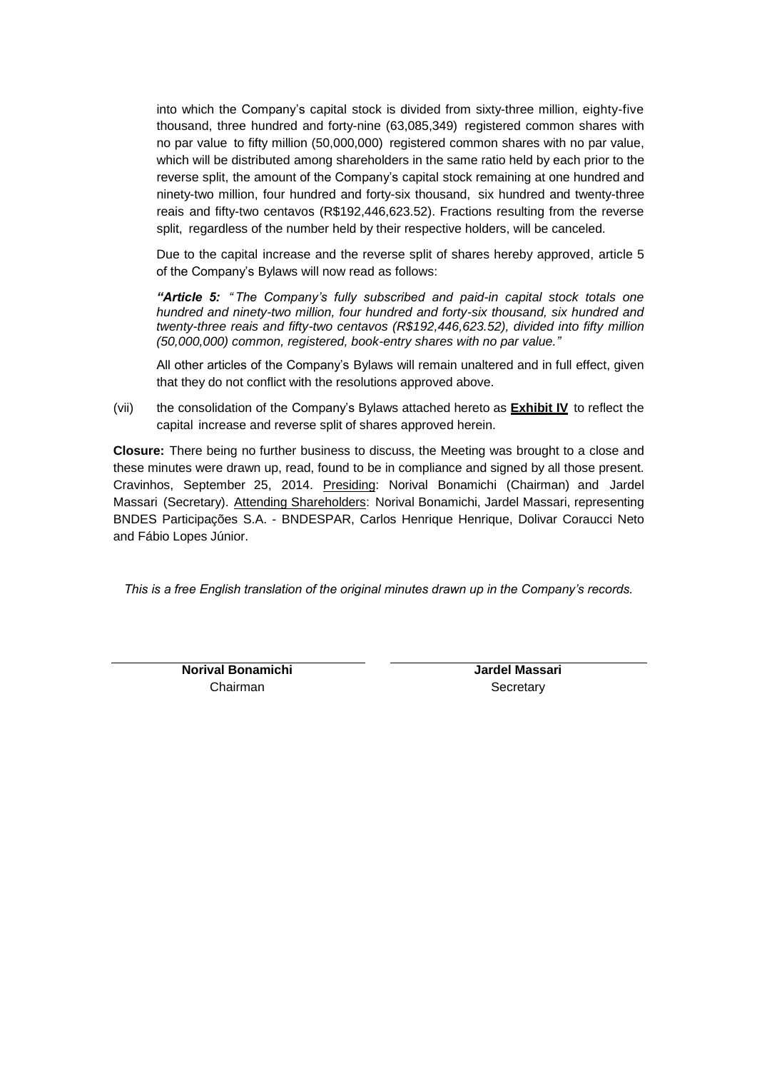into which the Company's capital stock is divided from sixty-three million, eighty-five thousand, three hundred and forty-nine (63,085,349) registered common shares with no par value to fifty million (50,000,000) registered common shares with no par value, which will be distributed among shareholders in the same ratio held by each prior to the reverse split, the amount of the Company's capital stock remaining at one hundred and ninety-two million, four hundred and forty-six thousand, six hundred and twenty-three reais and fifty-two centavos (R$192,446,623.52). Fractions resulting from the reverse split, regardless of the number held by their respective holders, will be canceled.

Due to the capital increase and the reverse split of shares hereby approved, article 5 of the Company's Bylaws will now read as follows:

***"Article 5:*** *"The Company's fully subscribed and paid-in capital stock totals one hundred and ninety-two million, four hundred and forty-six thousand, six hundred and twenty-three reais and fifty-two centavos (R$192,446,623.52), divided into fifty million (50,000,000) common, registered, book-entry shares with no par value."*

All other articles of the Company's Bylaws will remain unaltered and in full effect, given that they do not conflict with the resolutions approved above.

(vii) the consolidation of the Company's Bylaws attached hereto as **Exhibit IV** to reflect the capital increase and reverse split of shares approved herein.

**Closure:** There being no further business to discuss, the Meeting was brought to a close and these minutes were drawn up, read, found to be in compliance and signed by all those present. Cravinhos, September 25, 2014. Presiding: Norival Bonamichi (Chairman) and Jardel Massari (Secretary). Attending Shareholders: Norival Bonamichi, Jardel Massari, representing BNDES Participações S.A. - BNDESPAR, Carlos Henrique Henrique, Dolivar Coraucci Neto and Fábio Lopes Júnior.

*This is a free English translation of the original minutes drawn up in the Company's records.*

| **Norival Bonamichi** | **Jardel Massari** |
|---|---|
| Chairman | Secretary |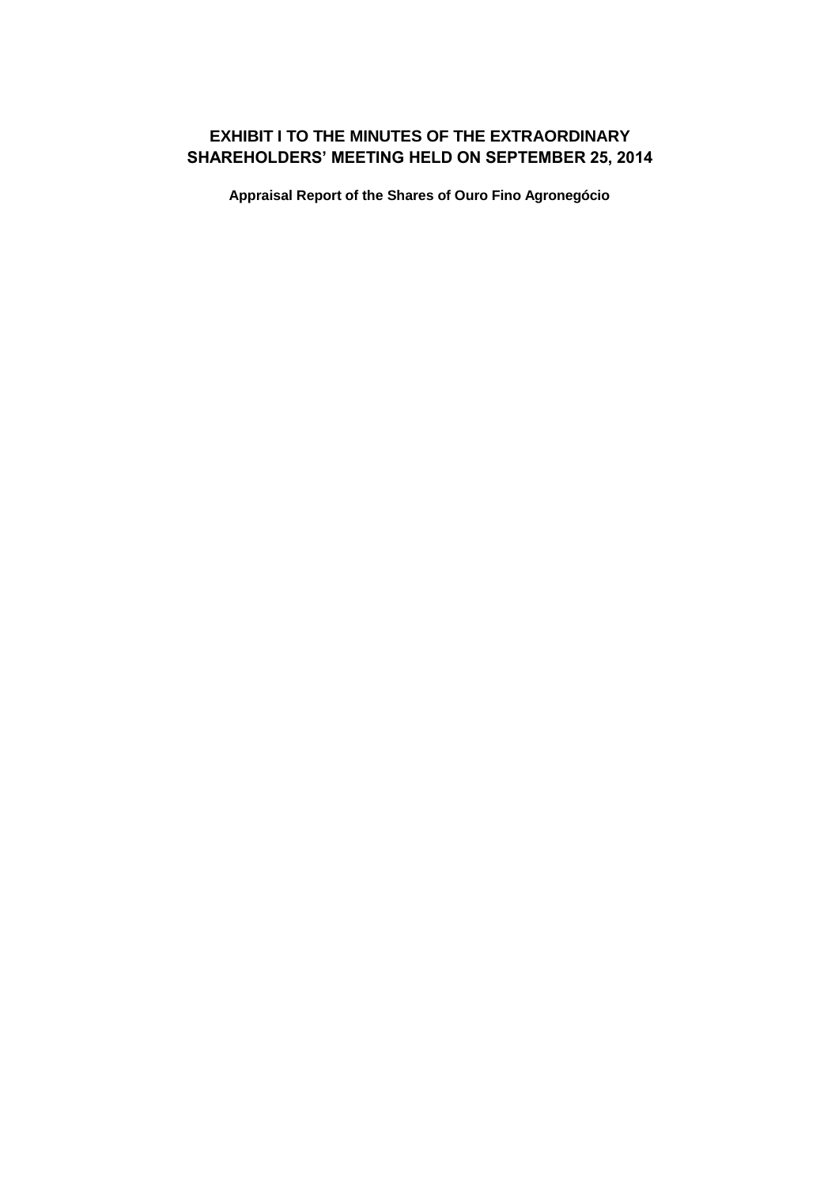# EXHIBIT I TO THE MINUTES OF THE EXTRAORDINARY SHAREHOLDERS' MEETING HELD ON SEPTEMBER 25, 2014

**Appraisal Report of the Shares of Ouro Fino Agronegócio**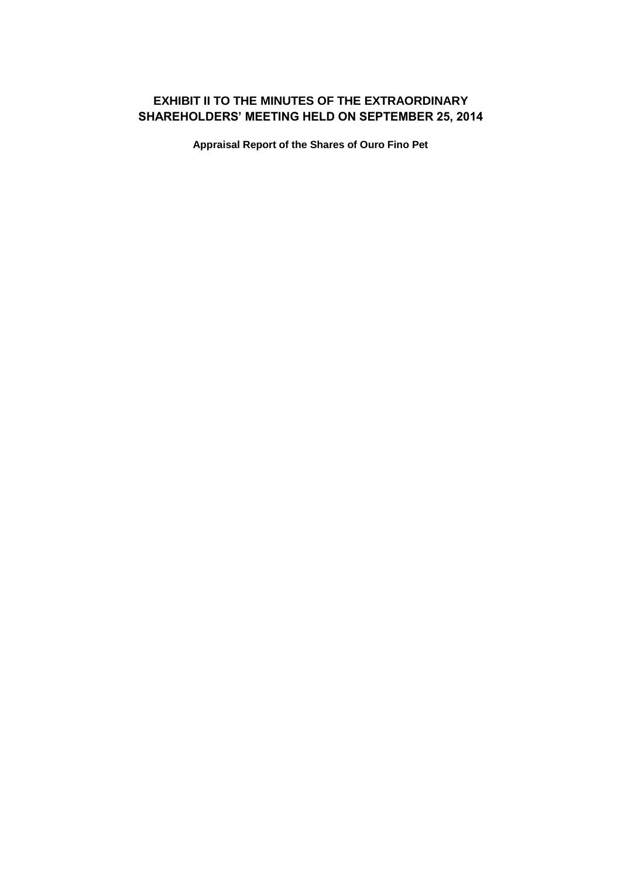# EXHIBIT II TO THE MINUTES OF THE EXTRAORDINARY SHAREHOLDERS' MEETING HELD ON SEPTEMBER 25, 2014

**Appraisal Report of the Shares of Ouro Fino Pet**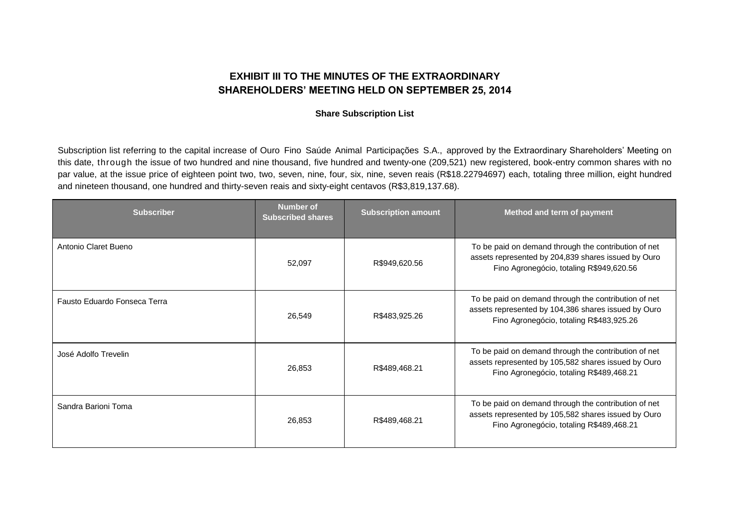# EXHIBIT III TO THE MINUTES OF THE EXTRAORDINARY SHAREHOLDERS' MEETING HELD ON SEPTEMBER 25, 2014

**Share Subscription List**

Subscription list referring to the capital increase of Ouro Fino Saúde Animal Participações S.A., approved by the Extraordinary Shareholders' Meeting on this date, through the issue of two hundred and nine thousand, five hundred and twenty-one (209,521) new registered, book-entry common shares with no par value, at the issue price of eighteen point two, two, seven, nine, four, six, nine, seven reais (R$18.22794697) each, totaling three million, eight hundred and nineteen thousand, one hundred and thirty-seven reais and sixty-eight centavos (R$3,819,137.68).

| Subscriber | Number of Subscribed shares | Subscription amount | Method and term of payment |
|---|---|---|---|
| Antonio Claret Bueno | 52,097 | R$949,620.56 | To be paid on demand through the contribution of net assets represented by 204,839 shares issued by Ouro Fino Agronegócio, totaling R$949,620.56 |
| Fausto Eduardo Fonseca Terra | 26,549 | R$483,925.26 | To be paid on demand through the contribution of net assets represented by 104,386 shares issued by Ouro Fino Agronegócio, totaling R$483,925.26 |
| José Adolfo Trevelin | 26,853 | R$489,468.21 | To be paid on demand through the contribution of net assets represented by 105,582 shares issued by Ouro Fino Agronegócio, totaling R$489,468.21 |
| Sandra Barioni Toma | 26,853 | R$489,468.21 | To be paid on demand through the contribution of net assets represented by 105,582 shares issued by Ouro Fino Agronegócio, totaling R$489,468.21 |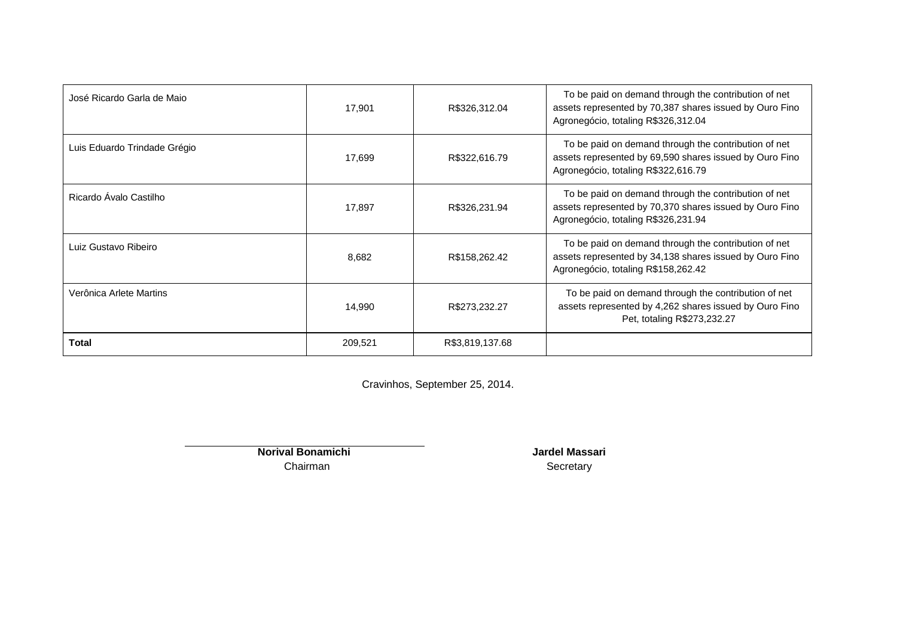| | | | |
|---|---|---|---|
| José Ricardo Garla de Maio | 17,901 | R$326,312.04 | To be paid on demand through the contribution of net assets represented by 70,387 shares issued by Ouro Fino Agronegócio, totaling R$326,312.04 |
| Luis Eduardo Trindade Grégio | 17,699 | R$322,616.79 | To be paid on demand through the contribution of net assets represented by 69,590 shares issued by Ouro Fino Agronegócio, totaling R$322,616.79 |
| Ricardo Ávalo Castilho | 17,897 | R$326,231.94 | To be paid on demand through the contribution of net assets represented by 70,370 shares issued by Ouro Fino Agronegócio, totaling R$326,231.94 |
| Luiz Gustavo Ribeiro | 8,682 | R$158,262.42 | To be paid on demand through the contribution of net assets represented by 34,138 shares issued by Ouro Fino Agronegócio, totaling R$158,262.42 |
| Verônica Arlete Martins | 14,990 | R$273,232.27 | To be paid on demand through the contribution of net assets represented by 4,262 shares issued by Ouro Fino Pet, totaling R$273,232.27 |
| **Total** | 209,521 | R$3,819,137.68 | |

Cravinhos, September 25, 2014.

**Norival Bonamichi**
Chairman

**Jardel Massari**
Secretary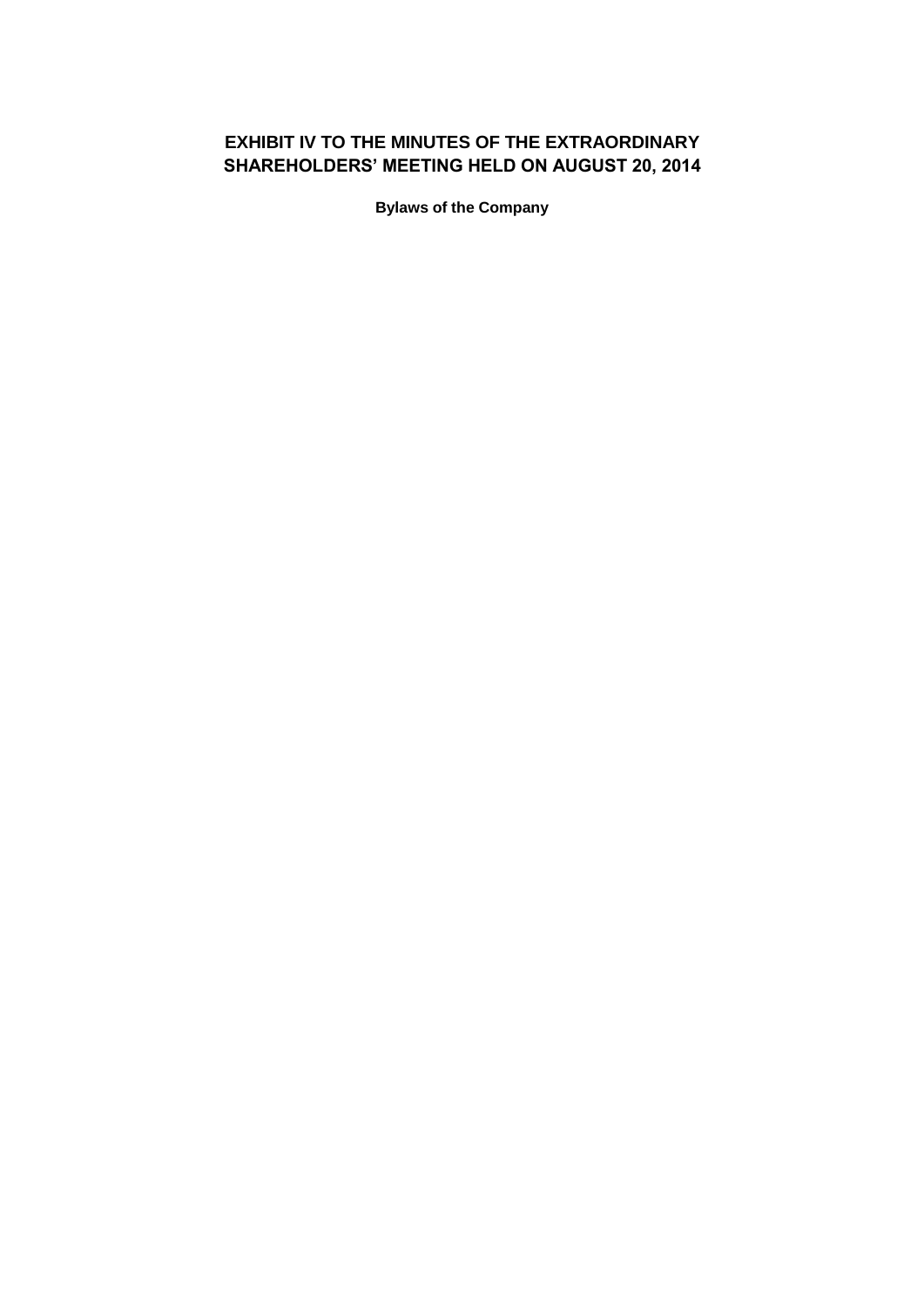# EXHIBIT IV TO THE MINUTES OF THE EXTRAORDINARY SHAREHOLDERS' MEETING HELD ON AUGUST 20, 2014

**Bylaws of the Company**